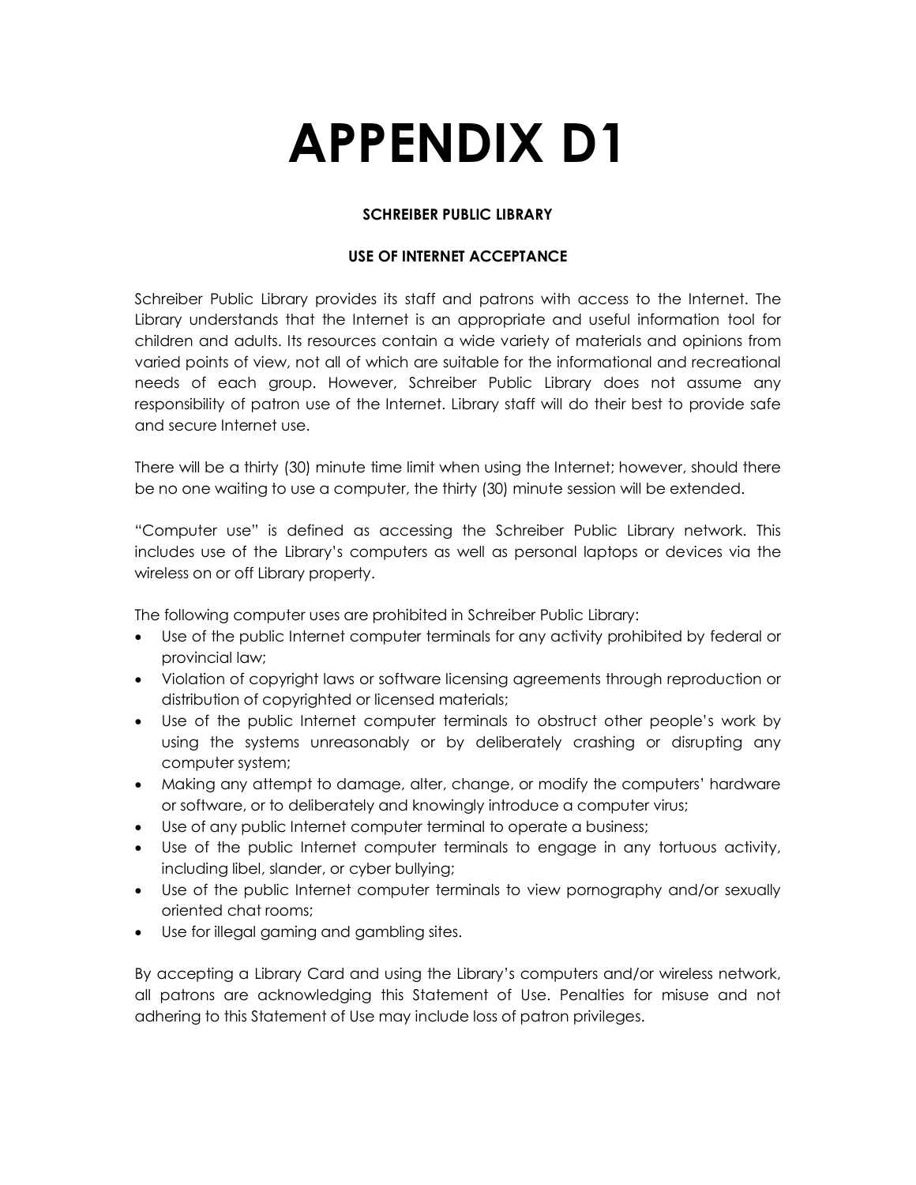# APPENDIX D1

**SCHREIBER PUBLIC LIBRARY**

**USE OF INTERNET ACCEPTANCE**

Schreiber Public Library provides its staff and patrons with access to the Internet. The Library understands that the Internet is an appropriate and useful information tool for children and adults. Its resources contain a wide variety of materials and opinions from varied points of view, not all of which are suitable for the informational and recreational needs of each group. However, Schreiber Public Library does not assume any responsibility of patron use of the Internet. Library staff will do their best to provide safe and secure Internet use.

There will be a thirty (30) minute time limit when using the Internet; however, should there be no one waiting to use a computer, the thirty (30) minute session will be extended.

"Computer use" is defined as accessing the Schreiber Public Library network. This includes use of the Library's computers as well as personal laptops or devices via the wireless on or off Library property.

The following computer uses are prohibited in Schreiber Public Library:

- Use of the public Internet computer terminals for any activity prohibited by federal or provincial law;
- Violation of copyright laws or software licensing agreements through reproduction or distribution of copyrighted or licensed materials;
- Use of the public Internet computer terminals to obstruct other people's work by using the systems unreasonably or by deliberately crashing or disrupting any computer system;
- Making any attempt to damage, alter, change, or modify the computers' hardware or software, or to deliberately and knowingly introduce a computer virus;
- Use of any public Internet computer terminal to operate a business;
- Use of the public Internet computer terminals to engage in any tortuous activity, including libel, slander, or cyber bullying;
- Use of the public Internet computer terminals to view pornography and/or sexually oriented chat rooms;
- Use for illegal gaming and gambling sites.

By accepting a Library Card and using the Library's computers and/or wireless network, all patrons are acknowledging this Statement of Use. Penalties for misuse and not adhering to this Statement of Use may include loss of patron privileges.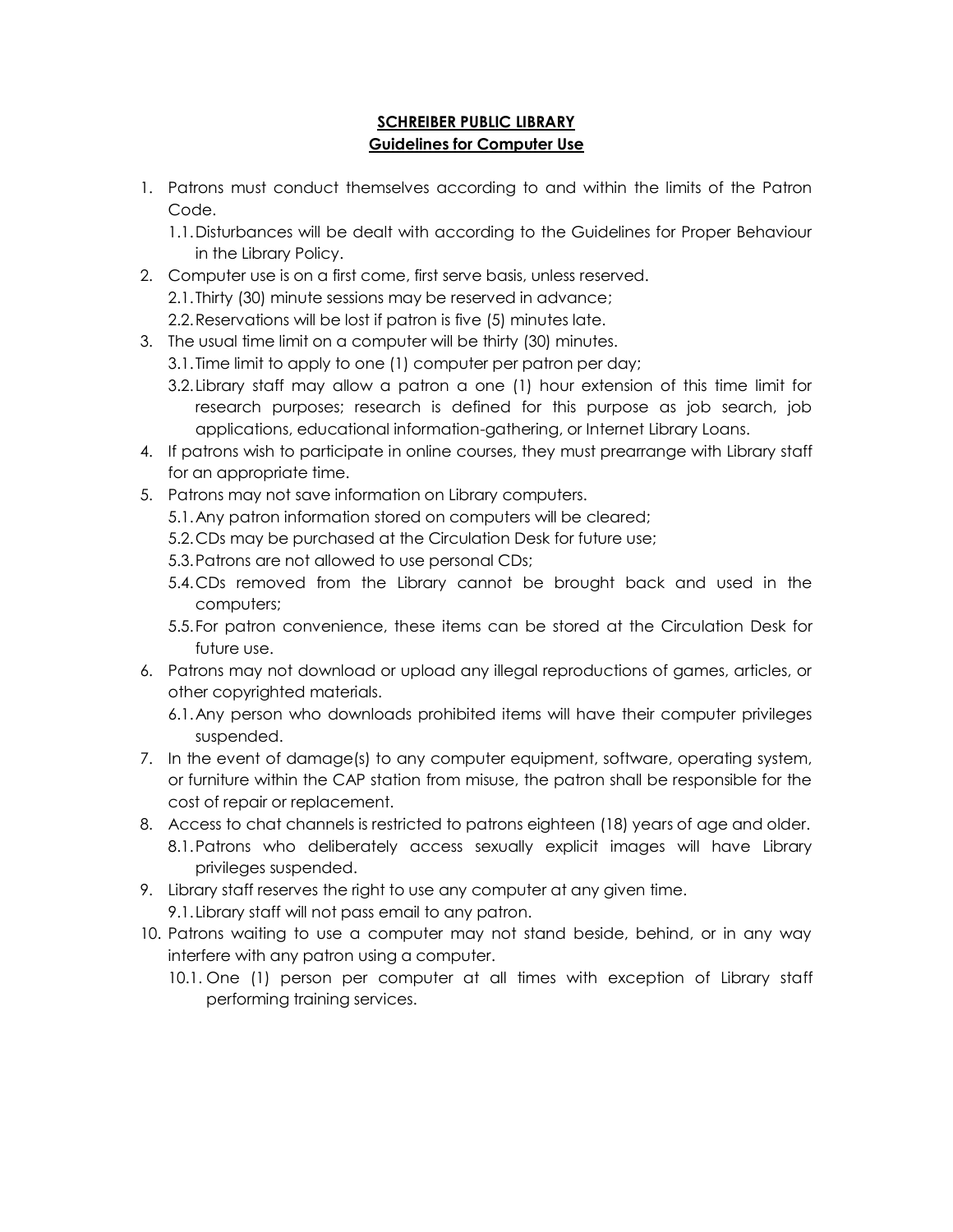**SCHREIBER PUBLIC LIBRARY**
**Guidelines for Computer Use**

1. Patrons must conduct themselves according to and within the limits of the Patron Code.
   1.1. Disturbances will be dealt with according to the Guidelines for Proper Behaviour in the Library Policy.
2. Computer use is on a first come, first serve basis, unless reserved.
   2.1. Thirty (30) minute sessions may be reserved in advance;
   2.2. Reservations will be lost if patron is five (5) minutes late.
3. The usual time limit on a computer will be thirty (30) minutes.
   3.1. Time limit to apply to one (1) computer per patron per day;
   3.2. Library staff may allow a patron a one (1) hour extension of this time limit for research purposes; research is defined for this purpose as job search, job applications, educational information-gathering, or Internet Library Loans.
4. If patrons wish to participate in online courses, they must prearrange with Library staff for an appropriate time.
5. Patrons may not save information on Library computers.
   5.1. Any patron information stored on computers will be cleared;
   5.2. CDs may be purchased at the Circulation Desk for future use;
   5.3. Patrons are not allowed to use personal CDs;
   5.4. CDs removed from the Library cannot be brought back and used in the computers;
   5.5. For patron convenience, these items can be stored at the Circulation Desk for future use.
6. Patrons may not download or upload any illegal reproductions of games, articles, or other copyrighted materials.
   6.1. Any person who downloads prohibited items will have their computer privileges suspended.
7. In the event of damage(s) to any computer equipment, software, operating system, or furniture within the CAP station from misuse, the patron shall be responsible for the cost of repair or replacement.
8. Access to chat channels is restricted to patrons eighteen (18) years of age and older.
   8.1. Patrons who deliberately access sexually explicit images will have Library privileges suspended.
9. Library staff reserves the right to use any computer at any given time.
   9.1. Library staff will not pass email to any patron.
10. Patrons waiting to use a computer may not stand beside, behind, or in any way interfere with any patron using a computer.
    10.1. One (1) person per computer at all times with exception of Library staff performing training services.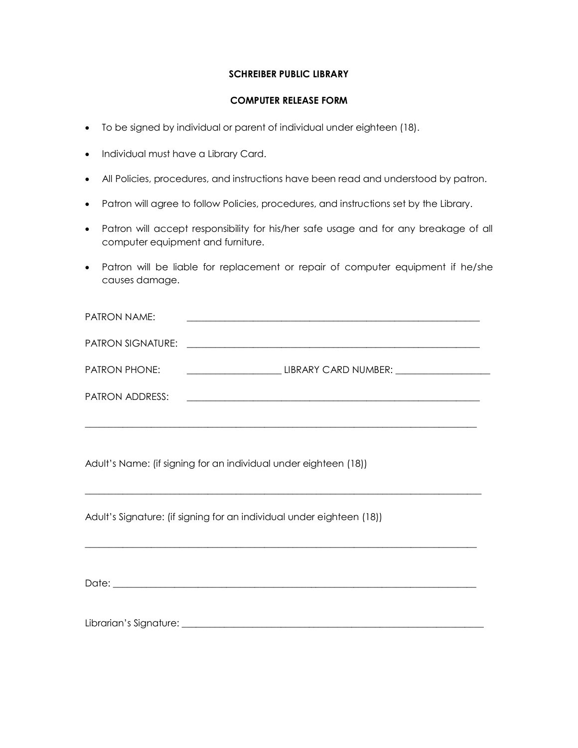**SCHREIBER PUBLIC LIBRARY**

**COMPUTER RELEASE FORM**

- To be signed by individual or parent of individual under eighteen (18).
- Individual must have a Library Card.
- All Policies, procedures, and instructions have been read and understood by patron.
- Patron will agree to follow Policies, procedures, and instructions set by the Library.
- Patron will accept responsibility for his/her safe usage and for any breakage of all computer equipment and furniture.
- Patron will be liable for replacement or repair of computer equipment if he/she causes damage.

PATRON NAME: ______________________________________________________________

PATRON SIGNATURE: ______________________________________________________________

PATRON PHONE: ___________________ LIBRARY CARD NUMBER: ___________________

PATRON ADDRESS: ______________________________________________________________

______________________________________________________________________________

Adult's Name: (if signing for an individual under eighteen (18))

______________________________________________________________________________

Adult's Signature: (if signing for an individual under eighteen (18))

______________________________________________________________________________

Date: ________________________________________________________________________

Librarian's Signature: _________________________________________________________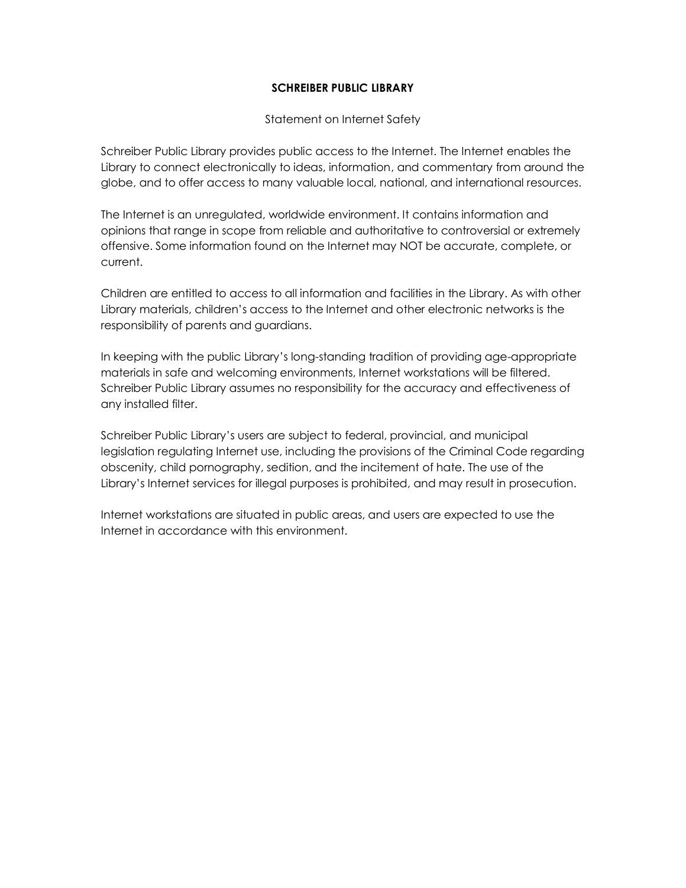# SCHREIBER PUBLIC LIBRARY

Statement on Internet Safety

Schreiber Public Library provides public access to the Internet. The Internet enables the Library to connect electronically to ideas, information, and commentary from around the globe, and to offer access to many valuable local, national, and international resources.

The Internet is an unregulated, worldwide environment. It contains information and opinions that range in scope from reliable and authoritative to controversial or extremely offensive. Some information found on the Internet may NOT be accurate, complete, or current.

Children are entitled to access to all information and facilities in the Library. As with other Library materials, children's access to the Internet and other electronic networks is the responsibility of parents and guardians.

In keeping with the public Library's long-standing tradition of providing age-appropriate materials in safe and welcoming environments, Internet workstations will be filtered. Schreiber Public Library assumes no responsibility for the accuracy and effectiveness of any installed filter.

Schreiber Public Library's users are subject to federal, provincial, and municipal legislation regulating Internet use, including the provisions of the Criminal Code regarding obscenity, child pornography, sedition, and the incitement of hate. The use of the Library's Internet services for illegal purposes is prohibited, and may result in prosecution.

Internet workstations are situated in public areas, and users are expected to use the Internet in accordance with this environment.